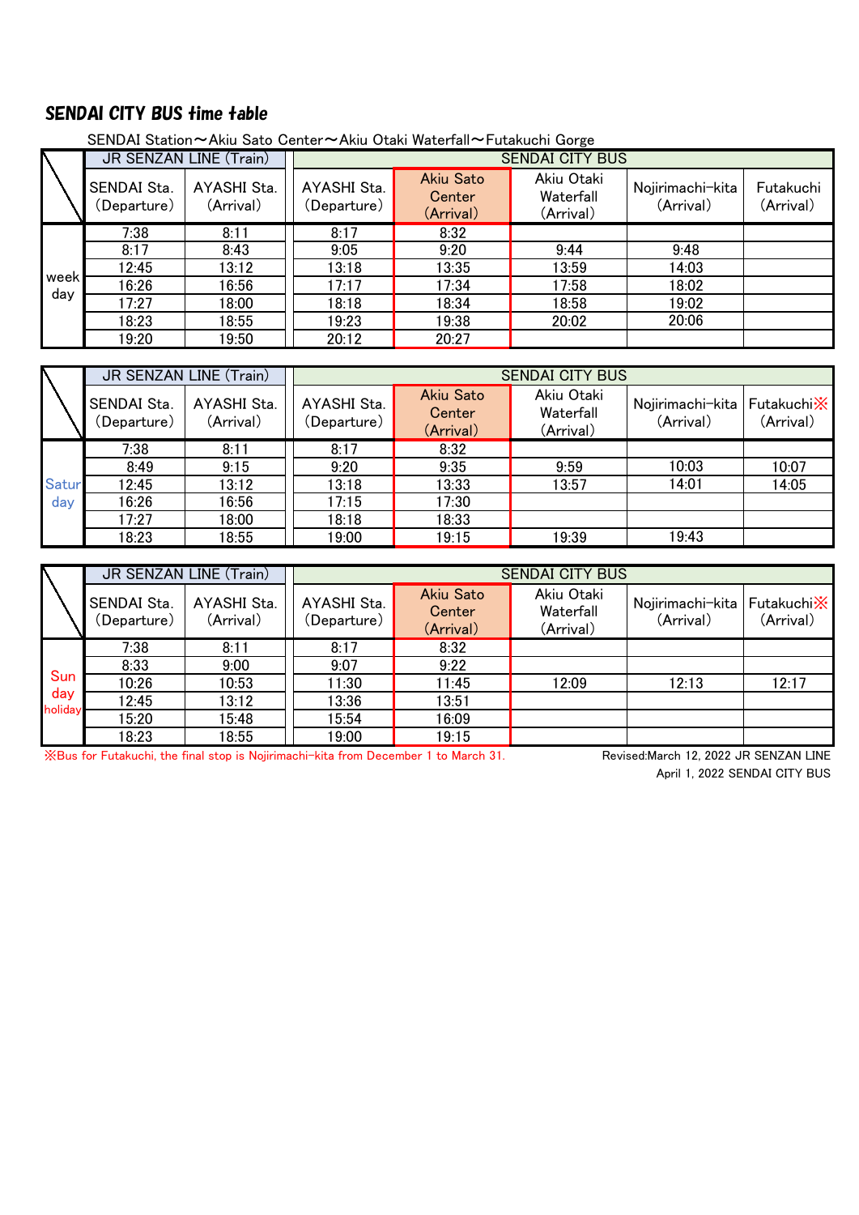# SENDAI CITY BUS time table

SENDAI Station～Akiu Sato Center～Akiu Otaki Waterfall～Futakuchi Gorge

| | JR SENZAN LINE (Train) | | SENDAI CITY BUS | | | | |
|---|---|---|---|---|---|---|---|
| | SENDAI Sta. (Departure) | AYASHI Sta. (Arrival) | AYASHI Sta. (Departure) | Akiu Sato Center (Arrival) | Akiu Otaki Waterfall (Arrival) | Nojirimachi-kita (Arrival) | Futakuchi (Arrival) |
| week day | 7:38 | 8:11 | 8:17 | 8:32 | | | |
| | 8:17 | 8:43 | 9:05 | 9:20 | 9:44 | 9:48 | |
| | 12:45 | 13:12 | 13:18 | 13:35 | 13:59 | 14:03 | |
| | 16:26 | 16:56 | 17:17 | 17:34 | 17:58 | 18:02 | |
| | 17:27 | 18:00 | 18:18 | 18:34 | 18:58 | 19:02 | |
| | 18:23 | 18:55 | 19:23 | 19:38 | 20:02 | 20:06 | |
| | 19:20 | 19:50 | 20:12 | 20:27 | | | |

| | JR SENZAN LINE (Train) | | SENDAI CITY BUS | | | | |
|---|---|---|---|---|---|---|---|
| | SENDAI Sta. (Departure) | AYASHI Sta. (Arrival) | AYASHI Sta. (Departure) | Akiu Sato Center (Arrival) | Akiu Otaki Waterfall (Arrival) | Nojirimachi-kita (Arrival) | Futakuchi※ (Arrival) |
| Saturday | 7:38 | 8:11 | 8:17 | 8:32 | | | |
| | 8:49 | 9:15 | 9:20 | 9:35 | 9:59 | 10:03 | 10:07 |
| | 12:45 | 13:12 | 13:18 | 13:33 | 13:57 | 14:01 | 14:05 |
| | 16:26 | 16:56 | 17:15 | 17:30 | | | |
| | 17:27 | 18:00 | 18:18 | 18:33 | | | |
| | 18:23 | 18:55 | 19:00 | 19:15 | 19:39 | 19:43 | |

| | JR SENZAN LINE (Train) | | SENDAI CITY BUS | | | | |
|---|---|---|---|---|---|---|---|
| | SENDAI Sta. (Departure) | AYASHI Sta. (Arrival) | AYASHI Sta. (Departure) | Akiu Sato Center (Arrival) | Akiu Otaki Waterfall (Arrival) | Nojirimachi-kita (Arrival) | Futakuchi※ (Arrival) |
| Sun day holiday | 7:38 | 8:11 | 8:17 | 8:32 | | | |
| | 8:33 | 9:00 | 9:07 | 9:22 | | | |
| | 10:26 | 10:53 | 11:30 | 11:45 | 12:09 | 12:13 | 12:17 |
| | 12:45 | 13:12 | 13:36 | 13:51 | | | |
| | 15:20 | 15:48 | 15:54 | 16:09 | | | |
| | 18:23 | 18:55 | 19:00 | 19:15 | | | |

※Bus for Futakuchi, the final stop is Nojirimachi-kita from December 1 to March 31.

Revised:March 12, 2022 JR SENZAN LINE
April 1, 2022 SENDAI CITY BUS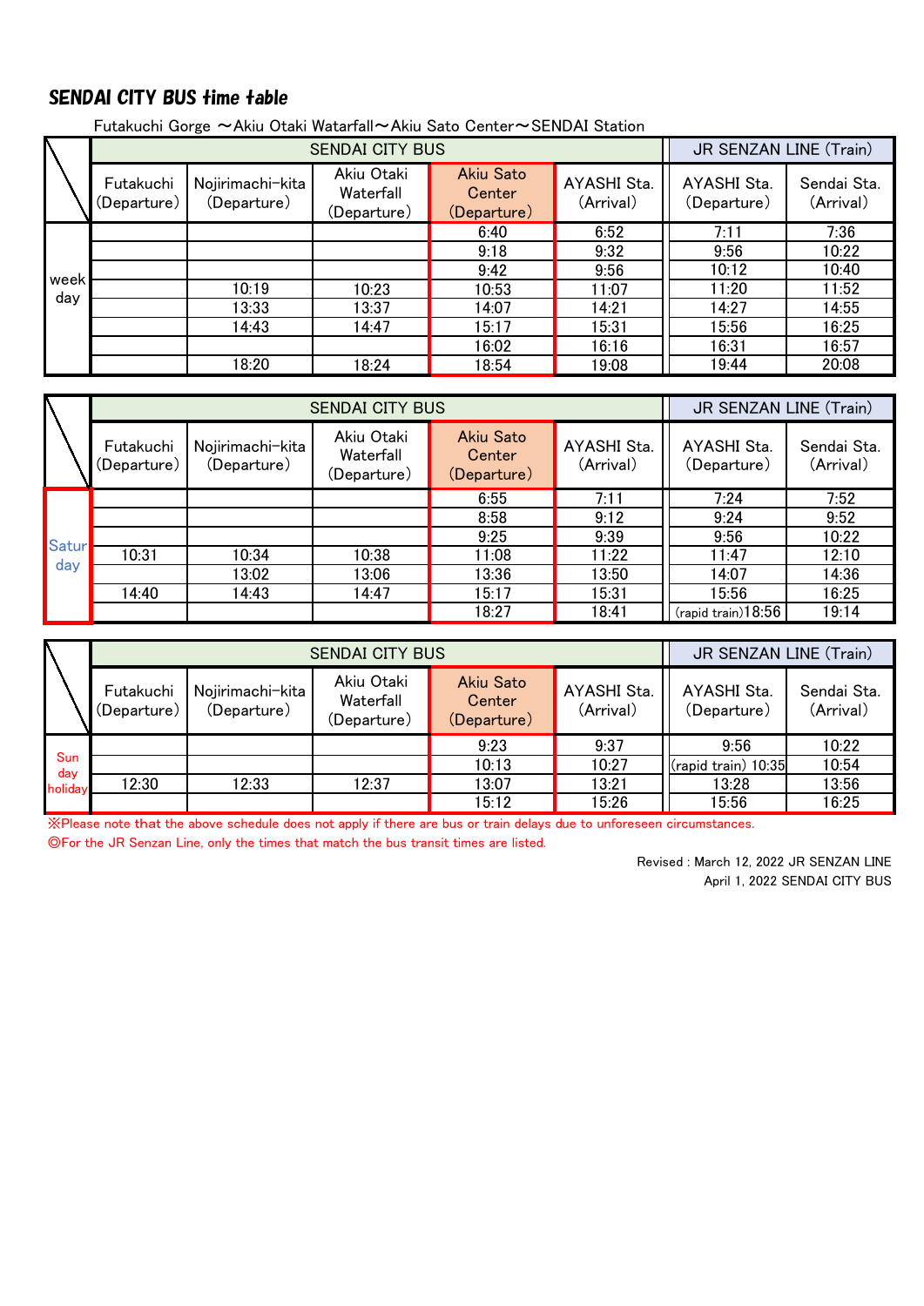## SENDAI CITY BUS time table

Futakuchi Gorge ～Akiu Otaki Watarfall～Akiu Sato Center～SENDAI Station

| | SENDAI CITY BUS | | | | | JR SENZAN LINE (Train) | |
|---|---|---|---|---|---|---|---|
| | Futakuchi (Departure) | Nojirimachi-kita (Departure) | Akiu Otaki Waterfall (Departure) | Akiu Sato Center (Departure) | AYASHI Sta. (Arrival) | AYASHI Sta. (Departure) | Sendai Sta. (Arrival) |
| week day | | | | 6:40 | 6:52 | 7:11 | 7:36 |
| | | | | 9:18 | 9:32 | 9:56 | 10:22 |
| | | | | 9:42 | 9:56 | 10:12 | 10:40 |
| | | 10:19 | 10:23 | 10:53 | 11:07 | 11:20 | 11:52 |
| | | 13:33 | 13:37 | 14:07 | 14:21 | 14:27 | 14:55 |
| | | 14:43 | 14:47 | 15:17 | 15:31 | 15:56 | 16:25 |
| | | | | 16:02 | 16:16 | 16:31 | 16:57 |
| | | 18:20 | 18:24 | 18:54 | 19:08 | 19:44 | 20:08 |

| | SENDAI CITY BUS | | | | | JR SENZAN LINE (Train) | |
|---|---|---|---|---|---|---|---|
| | Futakuchi (Departure) | Nojirimachi-kita (Departure) | Akiu Otaki Waterfall (Departure) | Akiu Sato Center (Departure) | AYASHI Sta. (Arrival) | AYASHI Sta. (Departure) | Sendai Sta. (Arrival) |
| Satur day | | | | 6:55 | 7:11 | 7:24 | 7:52 |
| | | | | 8:58 | 9:12 | 9:24 | 9:52 |
| | | | | 9:25 | 9:39 | 9:56 | 10:22 |
| | 10:31 | 10:34 | 10:38 | 11:08 | 11:22 | 11:47 | 12:10 |
| | | 13:02 | 13:06 | 13:36 | 13:50 | 14:07 | 14:36 |
| | 14:40 | 14:43 | 14:47 | 15:17 | 15:31 | 15:56 | 16:25 |
| | | | | 18:27 | 18:41 | (rapid train)18:56 | 19:14 |

| | SENDAI CITY BUS | | | | | JR SENZAN LINE (Train) | |
|---|---|---|---|---|---|---|---|
| | Futakuchi (Departure) | Nojirimachi-kita (Departure) | Akiu Otaki Waterfall (Departure) | Akiu Sato Center (Departure) | AYASHI Sta. (Arrival) | AYASHI Sta. (Departure) | Sendai Sta. (Arrival) |
| Sun day holiday | | | | 9:23 | 9:37 | 9:56 | 10:22 |
| | | | | 10:13 | 10:27 | (rapid train) 10:35 | 10:54 |
| | 12:30 | 12:33 | 12:37 | 13:07 | 13:21 | 13:28 | 13:56 |
| | | | | 15:12 | 15:26 | 15:56 | 16:25 |

※Please note that the above schedule does not apply if there are bus or train delays due to unforeseen circumstances.

◎For the JR Senzan Line, only the times that match the bus transit times are listed.

Revised : March 12, 2022 JR SENZAN LINE
April 1, 2022 SENDAI CITY BUS